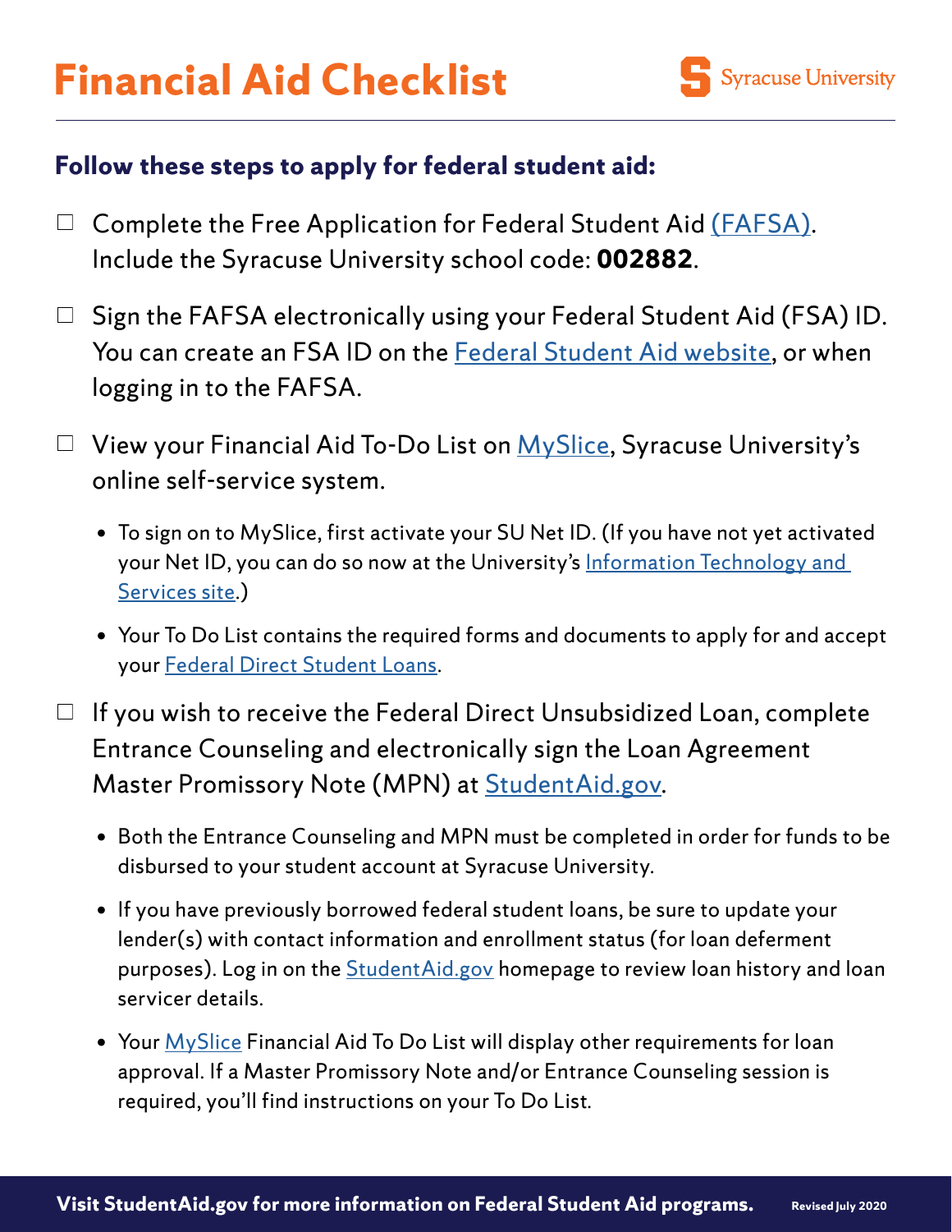# Financial Aid Checklist

Syracuse University

## Follow these steps to apply for federal student aid:

- ☐ Complete the Free Application for Federal Student Aid (FAFSA). Include the Syracuse University school code: **002882**.

- ☐ Sign the FAFSA electronically using your Federal Student Aid (FSA) ID. You can create an FSA ID on the Federal Student Aid website, or when logging in to the FAFSA.

- ☐ View your Financial Aid To-Do List on MySlice, Syracuse University's online self-service system.
  - To sign on to MySlice, first activate your SU Net ID. (If you have not yet activated your Net ID, you can do so now at the University's Information Technology and Services site.)
  - Your To Do List contains the required forms and documents to apply for and accept your Federal Direct Student Loans.

- ☐ If you wish to receive the Federal Direct Unsubsidized Loan, complete Entrance Counseling and electronically sign the Loan Agreement Master Promissory Note (MPN) at StudentAid.gov.
  - Both the Entrance Counseling and MPN must be completed in order for funds to be disbursed to your student account at Syracuse University.
  - If you have previously borrowed federal student loans, be sure to update your lender(s) with contact information and enrollment status (for loan deferment purposes). Log in on the StudentAid.gov homepage to review loan history and loan servicer details.
  - Your MySlice Financial Aid To Do List will display other requirements for loan approval. If a Master Promissory Note and/or Entrance Counseling session is required, you'll find instructions on your To Do List.

**Visit StudentAid.gov for more information on Federal Student Aid programs.**

**Revised July 2020**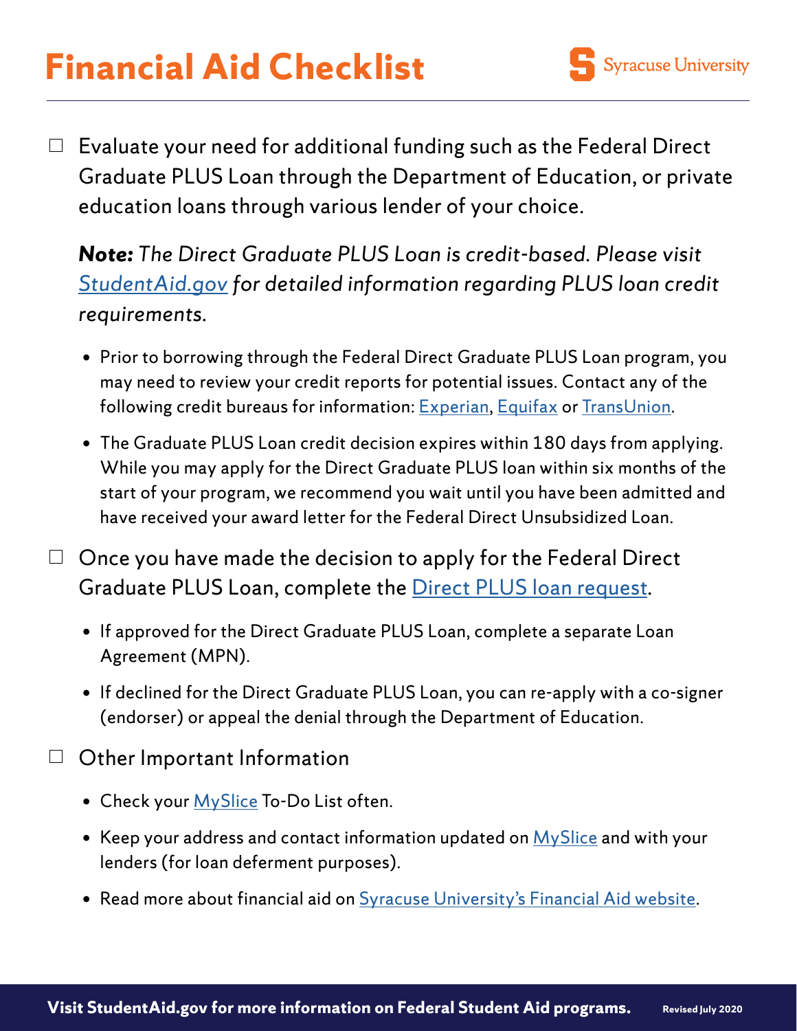# Financial Aid Checklist

Syracuse University

- ☐ Evaluate your need for additional funding such as the Federal Direct Graduate PLUS Loan through the Department of Education, or private education loans through various lender of your choice.

  ***Note:*** *The Direct Graduate PLUS Loan is credit-based. Please visit [StudentAid.gov](StudentAid.gov) for detailed information regarding PLUS loan credit requirements.*

  - Prior to borrowing through the Federal Direct Graduate PLUS Loan program, you may need to review your credit reports for potential issues. Contact any of the following credit bureaus for information: Experian, Equifax or TransUnion.
  - The Graduate PLUS Loan credit decision expires within 180 days from applying. While you may apply for the Direct Graduate PLUS loan within six months of the start of your program, we recommend you wait until you have been admitted and have received your award letter for the Federal Direct Unsubsidized Loan.

- ☐ Once you have made the decision to apply for the Federal Direct Graduate PLUS Loan, complete the Direct PLUS loan request.

  - If approved for the Direct Graduate PLUS Loan, complete a separate Loan Agreement (MPN).
  - If declined for the Direct Graduate PLUS Loan, you can re-apply with a co-signer (endorser) or appeal the denial through the Department of Education.

- ☐ Other Important Information

  - Check your MySlice To-Do List often.
  - Keep your address and contact information updated on MySlice and with your lenders (for loan deferment purposes).
  - Read more about financial aid on Syracuse University's Financial Aid website.

**Visit StudentAid.gov for more information on Federal Student Aid programs.** Revised July 2020